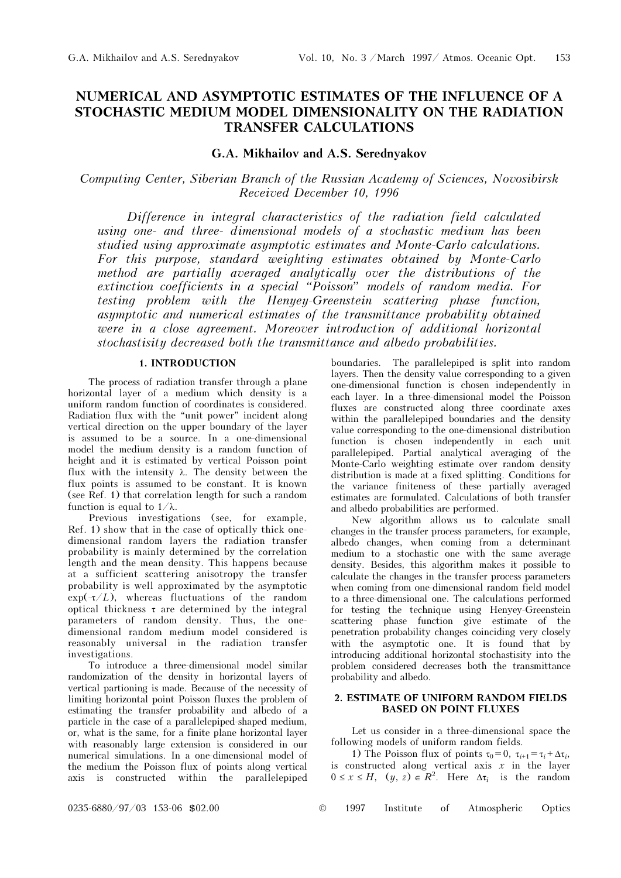# NUMERICAL AND ASYMPTOTIC ESTIMATES OF THE INFLUENCE OF A STOCHASTIC MEDIUM MODEL DIMENSIONALITY ON THE RADIATION TRANSFER CALCULATIONS

## G.A. Mikhailov and A.S. Serednyakov

*Computing Center, Siberian Branch of the Russian Academy of Sciences, Novosibirsk*
*Received December 10, 1996*

*Difference in integral characteristics of the radiation field calculated using one- and three- dimensional models of a stochastic medium has been studied using approximate asymptotic estimates and Monte-Carlo calculations. For this purpose, standard weighting estimates obtained by Monte-Carlo method are partially averaged analytically over the distributions of the extinction coefficients in a special "Poisson" models of random media. For testing problem with the Henyey-Greenstein scattering phase function, asymptotic and numerical estimates of the transmittance probability obtained were in a close agreement. Moreover introduction of additional horizontal stochastisity decreased both the transmittance and albedo probabilities.*

### 1. INTRODUCTION

The process of radiation transfer through a plane horizontal layer of a medium which density is a uniform random function of coordinates is considered. Radiation flux with the "unit power" incident along vertical direction on the upper boundary of the layer is assumed to be a source. In a one-dimensional model the medium density is a random function of height and it is estimated by vertical Poisson point flux with the intensity $\lambda$. The density between the flux points is assumed to be constant. It is known (see Ref. 1) that correlation length for such a random function is equal to $1/\lambda$.

Previous investigations (see, for example, Ref. 1) show that in the case of optically thick one-dimensional random layers the radiation transfer probability is mainly determined by the correlation length and the mean density. This happens because at a sufficient scattering anisotropy the transfer probability is well approximated by the asymptotic $\exp(-\tau/L)$, whereas fluctuations of the random optical thickness $\tau$ are determined by the integral parameters of random density. Thus, the one-dimensional random medium model considered is reasonably universal in the radiation transfer investigations.

To introduce a three-dimensional model similar randomization of the density in horizontal layers of vertical partioning is made. Because of the necessity of limiting horizontal point Poisson fluxes the problem of estimating the transfer probability and albedo of a particle in the case of a parallelepiped-shaped medium, or, what is the same, for a finite plane horizontal layer with reasonably large extension is considered in our numerical simulations. In a one-dimensional model of the medium the Poisson flux of points along vertical axis is constructed within the parallelepiped boundaries. The parallelepiped is split into random layers. Then the density value corresponding to a given one-dimensional function is chosen independently in each layer. In a three-dimensional model the Poisson fluxes are constructed along three coordinate axes within the parallelepiped boundaries and the density value corresponding to the one-dimensional distribution function is chosen independently in each unit parallelepiped. Partial analytical averaging of the Monte-Carlo weighting estimate over random density distribution is made at a fixed splitting. Conditions for the variance finiteness of these partially averaged estimates are formulated. Calculations of both transfer and albedo probabilities are performed.

New algorithm allows us to calculate small changes in the transfer process parameters, for example, albedo changes, when coming from a determinant medium to a stochastic one with the same average density. Besides, this algorithm makes it possible to calculate the changes in the transfer process parameters when coming from one-dimensional random field model to a three-dimensional one. The calculations performed for testing the technique using Henyey-Greenstein scattering phase function give estimate of the penetration probability changes coinciding very closely with the asymptotic one. It is found that by introducing additional horizontal stochastisity into the problem considered decreases both the transmittance probability and albedo.

### 2. ESTIMATE OF UNIFORM RANDOM FIELDS BASED ON POINT FLUXES

Let us consider in a three-dimensional space the following models of uniform random fields.

1) The Poisson flux of points $\tau_0 = 0$, $\tau_{i+1} = \tau_i + \Delta\tau_i$, is constructed along vertical axis $x$ in the layer $0 \le x \le H$, $(y, z) \in R^2$. Here $\Delta\tau_i$ is the random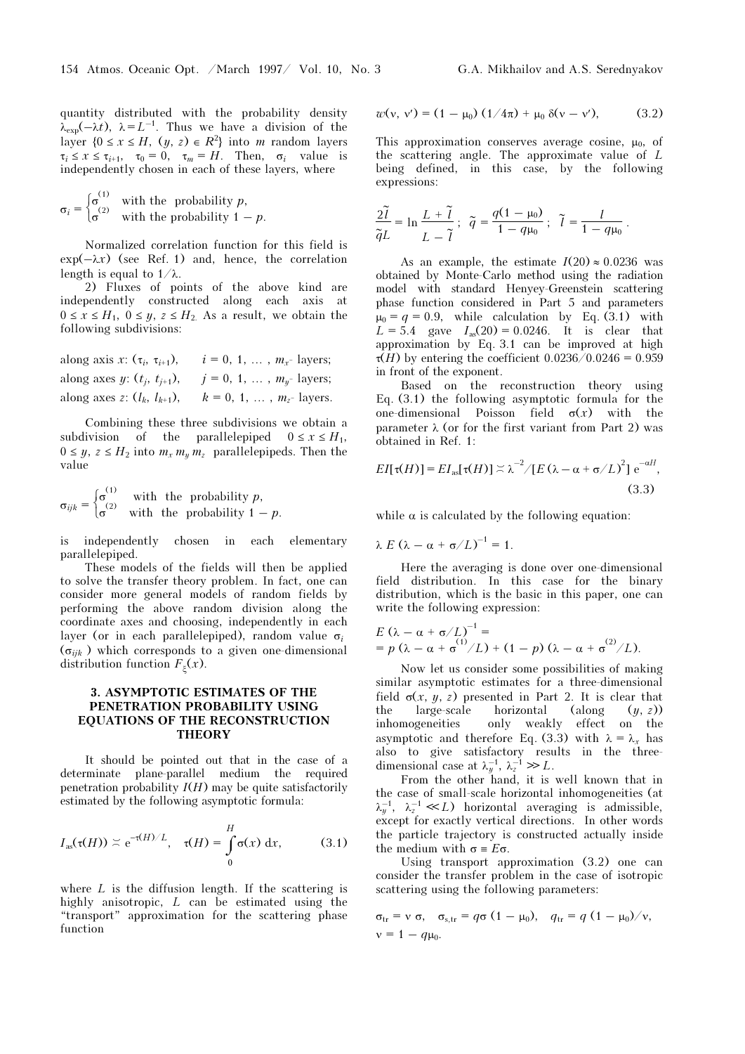quantity distributed with the probability density $\lambda_{\exp}(-\lambda t)$, $\lambda = L^{-1}$. Thus we have a division of the layer $\{0 \le x \le H,\ (y, z) \in R^2\}$ into $m$ random layers $\tau_i \le x \le \tau_{i+1}$, $\tau_0 = 0$, $\tau_m = H$. Then, $\sigma_i$ value is independently chosen in each of these layers, where

$$\sigma_i = \begin{cases} \sigma^{(1)} & \text{with the probability } p, \\ \sigma^{(2)} & \text{with the probability } 1 - p. \end{cases}$$

Normalized correlation function for this field is $\exp(-\lambda x)$ (see Ref. 1) and, hence, the correlation length is equal to $1/\lambda$.

2) Fluxes of points of the above kind are independently constructed along each axis at $0 \le x \le H_1$, $0 \le y$, $z \le H_2$. As a result, we obtain the following subdivisions:

along axis $x$: $(\tau_i, \tau_{i+1})$, $\quad i = 0, 1, \ldots, m_x$- layers;
along axes $y$: $(t_j, t_{j+1})$, $\quad j = 0, 1, \ldots, m_y$- layers;
along axes $z$: $(l_k, l_{k+1})$, $\quad k = 0, 1, \ldots, m_z$- layers.

Combining these three subdivisions we obtain a subdivision of the parallelepiped $0 \le x \le H_1$, $0 \le y$, $z \le H_2$ into $m_x\, m_y\, m_z$ parallelepipeds. Then the value

$$\sigma_{ijk} = \begin{cases} \sigma^{(1)} & \text{with the probability } p, \\ \sigma^{(2)} & \text{with the probability } 1 - p. \end{cases}$$

is independently chosen in each elementary parallelepiped.

These models of the fields will then be applied to solve the transfer theory problem. In fact, one can consider more general models of random fields by performing the above random division along the coordinate axes and choosing, independently in each layer (or in each parallelepiped), random value $\sigma_i$ ($\sigma_{ijk}$) which corresponds to a given one-dimensional distribution function $F_\xi(x)$.

## 3. ASYMPTOTIC ESTIMATES OF THE PENETRATION PROBABILITY USING EQUATIONS OF THE RECONSTRUCTION THEORY

It should be pointed out that in the case of a determinate plane-parallel medium the required penetration probability $I(H)$ may be quite satisfactorily estimated by the following asymptotic formula:

$$I_{\text{as}}(\tau(H)) \asymp e^{-\tau(H)/L}, \quad \tau(H) = \int_0^H \sigma(x)\, dx, \tag{3.1}$$

where $L$ is the diffusion length. If the scattering is highly anisotropic, $L$ can be estimated using the "transport" approximation for the scattering phase function

$$w(\nu, \nu') = (1 - \mu_0)\,(1/4\pi) + \mu_0\, \delta(\nu - \nu'), \tag{3.2}$$

This approximation conserves average cosine, $\mu_0$, of the scattering angle. The approximate value of $L$ being defined, in this case, by the following expressions:

$$\frac{2\tilde{l}}{\tilde{q}L} = \ln \frac{L + \tilde{l}}{L - \tilde{l}}\,; \quad \tilde{q} = \frac{q(1 - \mu_0)}{1 - q\mu_0}\,; \quad \tilde{l} = \frac{l}{1 - q\mu_0}\,.$$

As an example, the estimate $I(20) \approx 0.0236$ was obtained by Monte-Carlo method using the radiation model with standard Henyey-Greenstein scattering phase function considered in Part 5 and parameters $\mu_0 = q = 0.9$, while calculation by Eq. (3.1) with $L = 5.4$ gave $I_{\text{as}}(20) = 0.0246$. It is clear that approximation by Eq. 3.1 can be improved at high $\tau(H)$ by entering the coefficient $0.0236/0.0246 = 0.959$ in front of the exponent.

Based on the reconstruction theory using Eq. (3.1) the following asymptotic formula for the one-dimensional Poisson field $\sigma(x)$ with the parameter $\lambda$ (or for the first variant from Part 2) was obtained in Ref. 1:

$$EI[\tau(H)] = EI_{\text{as}}[\tau(H)] \asymp \lambda^{-2}/[E\,(\lambda - \alpha + \sigma/L)^2]\; e^{-\alpha H}, \tag{3.3}$$

while $\alpha$ is calculated by the following equation:

$$\lambda\, E\,(\lambda - \alpha + \sigma/L)^{-1} = 1.$$

Here the averaging is done over one-dimensional field distribution. In this case for the binary distribution, which is the basic in this paper, one can write the following expression:

$$E\,(\lambda - \alpha + \sigma/L)^{-1} = \\ = p\,(\lambda - \alpha + \sigma^{(1)}/L) + (1 - p)\,(\lambda - \alpha + \sigma^{(2)}/L).$$

Now let us consider some possibilities of making similar asymptotic estimates for a three-dimensional field $\sigma(x, y, z)$ presented in Part 2. It is clear that the large-scale horizontal (along $(y, z)$) inhomogeneities only weakly effect on the asymptotic and therefore Eq. (3.3) with $\lambda = \lambda_x$ has also to give satisfactory results in the three-dimensional case at $\lambda_y^{-1}, \lambda_z^{-1} \gg L$.

From the other hand, it is well known that in the case of small-scale horizontal inhomogeneities (at $\lambda_y^{-1}$, $\lambda_z^{-1} \ll L$) horizontal averaging is admissible, except for exactly vertical directions. In other words the particle trajectory is constructed actually inside the medium with $\sigma \equiv E\sigma$.

Using transport approximation (3.2) one can consider the transfer problem in the case of isotropic scattering using the following parameters:

$$\sigma_{\text{tr}} = \nu\, \sigma, \quad \sigma_{\text{s,tr}} = q\sigma\,(1 - \mu_0), \quad q_{\text{tr}} = q\,(1 - \mu_0)/\nu,$$
$$\nu = 1 - q\mu_0.$$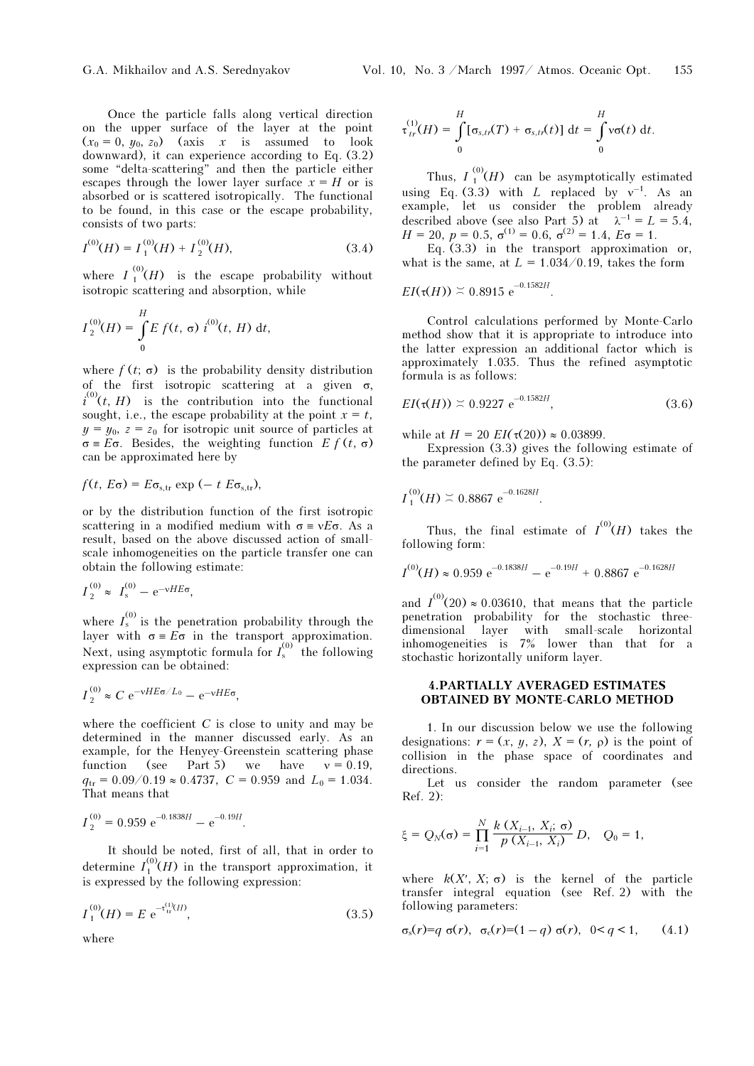Once the particle falls along vertical direction on the upper surface of the layer at the point $(x_0 = 0, y_0, z_0)$ (axis $x$ is assumed to look downward), it can experience according to Eq. (3.2) some "delta-scattering" and then the particle either escapes through the lower layer surface $x = H$ or is absorbed or is scattered isotropically. The functional to be found, in this case or the escape probability, consists of two parts:

$$I^{(0)}(H) = I_1^{(0)}(H) + I_2^{(0)}(H), \qquad (3.4)$$

where $I_1^{(0)}(H)$ is the escape probability without isotropic scattering and absorption, while

$$I_2^{(0)}(H) = \int_0^H E\, f(t, \sigma)\, i^{(0)}(t, H)\, \mathrm{d}t,$$

where $f(t; \sigma)$ is the probability density distribution of the first isotropic scattering at a given $\sigma$, $i^{(0)}(t, H)$ is the contribution into the functional sought, i.e., the escape probability at the point $x = t$, $y = y_0$, $z = z_0$ for isotropic unit source of particles at $\sigma \equiv E\sigma$. Besides, the weighting function $E\, f(t, \sigma)$ can be approximated here by

$$f(t, E\sigma) = E\sigma_{s,\mathrm{tr}} \exp(-\, t\, E\sigma_{s,\mathrm{tr}}),$$

or by the distribution function of the first isotropic scattering in a modified medium with $\sigma \equiv \nu E\sigma$. As a result, based on the above discussed action of small-scale inhomogeneities on the particle transfer one can obtain the following estimate:

$$I_2^{(0)} \approx I_s^{(0)} - \mathrm{e}^{-\nu H E\sigma},$$

where $I_s^{(0)}$ is the penetration probability through the layer with $\sigma \equiv E\sigma$ in the transport approximation. Next, using asymptotic formula for $I_s^{(0)}$ the following expression can be obtained:

$$I_2^{(0)} \approx C\, \mathrm{e}^{-\nu H E\sigma / L_0} - \mathrm{e}^{-\nu H E\sigma},$$

where the coefficient $C$ is close to unity and may be determined in the manner discussed early. As an example, for the Henyey-Greenstein scattering phase function (see Part 5) we have $\nu = 0.19$, $q_{\mathrm{tr}} = 0.09/0.19 \approx 0.4737$, $C = 0.959$ and $L_0 = 1.034$. That means that

$$I_2^{(0)} = 0.959\, \mathrm{e}^{-0.1838H} - \mathrm{e}^{-0.19H}.$$

It should be noted, first of all, that in order to determine $I_1^{(0)}(H)$ in the transport approximation, it is expressed by the following expression:

$$I_1^{(0)}(H) = E\, \mathrm{e}^{-\tau_{\mathrm{tr}}^{(1)}(H)}, \qquad (3.5)$$

where

$$\tau_{tr}^{(1)}(H) = \int_0^H [\sigma_{s,tr}(T) + \sigma_{s,tr}(t)]\, \mathrm{d}t = \int_0^H \nu\sigma(t)\, \mathrm{d}t.$$

Thus, $I_1^{(0)}(H)$ can be asymptotically estimated using Eq. (3.3) with $L$ replaced by $\nu^{-1}$. As an example, let us consider the problem already described above (see also Part 5) at $\lambda^{-1} = L = 5.4$, $H = 20$, $p = 0.5$, $\sigma^{(1)} = 0.6$, $\sigma^{(2)} = 1.4$, $E\sigma = 1$.

Eq. (3.3) in the transport approximation or, what is the same, at $L = 1.034/0.19$, takes the form

$$EI(\tau(H)) \asymp 0.8915\, \mathrm{e}^{-0.1582H}.$$

Control calculations performed by Monte-Carlo method show that it is appropriate to introduce into the latter expression an additional factor which is approximately 1.035. Thus the refined asymptotic formula is as follows:

$$EI(\tau(H)) \asymp 0.9227\, \mathrm{e}^{-0.1582H}, \qquad (3.6)$$

while at $H = 20$ $EI(\tau(20)) \approx 0.03899$.

Expression (3.3) gives the following estimate of the parameter defined by Eq. (3.5):

$$I_1^{(0)}(H) \asymp 0.8867\, \mathrm{e}^{-0.1628H}.$$

Thus, the final estimate of $I^{(0)}(H)$ takes the following form:

$$I^{(0)}(H) \approx 0.959\, \mathrm{e}^{-0.1838H} - \mathrm{e}^{-0.19H} + 0.8867\, \mathrm{e}^{-0.1628H}$$

and $I^{(0)}(20) \approx 0.03610$, that means that the particle penetration probability for the stochastic three-dimensional layer with small-scale horizontal inhomogeneities is 7% lower than that for a stochastic horizontally uniform layer.

## 4. PARTIALLY AVERAGED ESTIMATES OBTAINED BY MONTE-CARLO METHOD

1. In our discussion below we use the following designations: $r = (x, y, z)$, $X = (r, \rho)$ is the point of collision in the phase space of coordinates and directions.

Let us consider the random parameter (see Ref. 2):

$$\xi = Q_N(\sigma) = \prod_{i=1}^{N} \frac{k(X_{i-1}, X_i; \sigma)}{p(X_{i-1}, X_i)}\, D, \quad Q_0 = 1,$$

where $k(X', X; \sigma)$ is the kernel of the particle transfer integral equation (see Ref. 2) with the following parameters:

$$\sigma_s(r) = q\, \sigma(r), \quad \sigma_c(r) = (1 - q)\, \sigma(r), \quad 0 < q < 1, \qquad (4.1)$$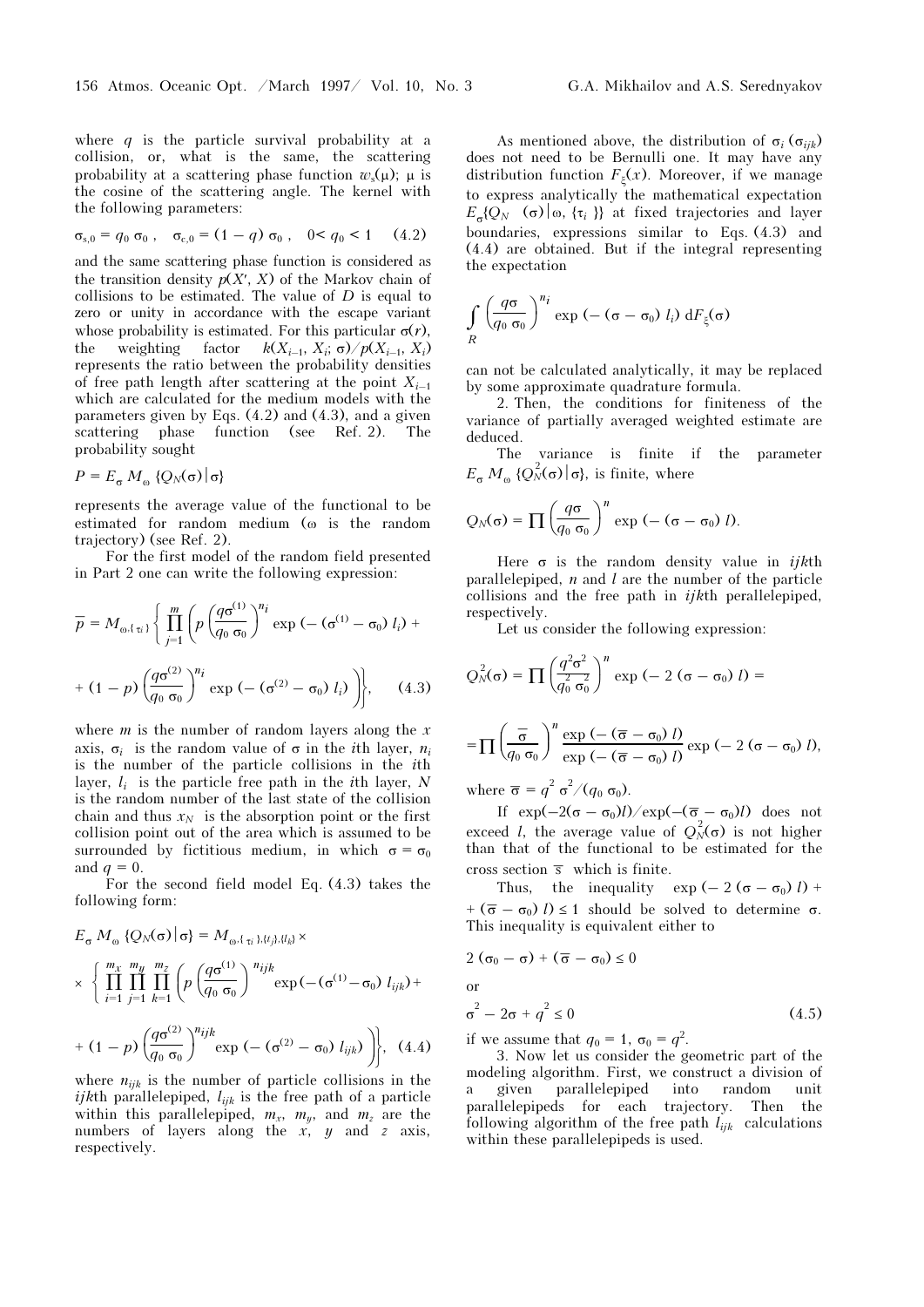where $q$ is the particle survival probability at a collision, or, what is the same, the scattering probability at a scattering phase function $w_s(\mu)$; $\mu$ is the cosine of the scattering angle. The kernel with the following parameters:

$$\sigma_{s,0} = q_0\,\sigma_0\,, \quad \sigma_{c,0} = (1-q)\,\sigma_0\,, \quad 0 < q_0 < 1 \qquad (4.2)$$

and the same scattering phase function is considered as the transition density $p(X', X)$ of the Markov chain of collisions to be estimated. The value of $D$ is equal to zero or unity in accordance with the escape variant whose probability is estimated. For this particular $\sigma(r)$, the weighting factor $k(X_{i-1}, X_i; \sigma)/p(X_{i-1}, X_i)$ represents the ratio between the probability densities of free path length after scattering at the point $X_{i-1}$ which are calculated for the medium models with the parameters given by Eqs. (4.2) and (4.3), and a given scattering phase function (see Ref. 2). The probability sought

$$P = E_\sigma\, M_\omega\, \{Q_N(\sigma)\,|\,\sigma\}$$

represents the average value of the functional to be estimated for random medium ($\omega$ is the random trajectory) (see Ref. 2).

For the first model of the random field presented in Part 2 one can write the following expression:

$$\overline{p} = M_{\omega,\{\tau_i\}} \left\{ \prod_{j=1}^{m} \left( p \left( \frac{q\sigma^{(1)}}{q_0\,\sigma_0} \right)^{n_i} \exp\left(-(\sigma^{(1)} - \sigma_0)\, l_i\right) + (1-p) \left( \frac{q\sigma^{(2)}}{q_0\,\sigma_0} \right)^{n_i} \exp\left(-(\sigma^{(2)} - \sigma_0)\, l_i\right) \right) \right\}, \qquad (4.3)$$

where $m$ is the number of random layers along the $x$ axis, $\sigma_i$ is the random value of $\sigma$ in the $i$th layer, $n_i$ is the number of the particle collisions in the $i$th layer, $l_i$ is the particle free path in the $i$th layer, $N$ is the random number of the last state of the collision chain and thus $x_N$ is the absorption point or the first collision point out of the area which is assumed to be surrounded by fictitious medium, in which $\sigma = \sigma_0$ and $q = 0$.

For the second field model Eq. (4.3) takes the following form:

$$E_\sigma\, M_\omega\, \{Q_N(\sigma)\,|\,\sigma\} = M_{\omega,\{\tau_i\},\{t_j\},\{l_k\}} \times \left\{ \prod_{i=1}^{m_x} \prod_{j=1}^{m_y} \prod_{k=1}^{m_z} \left( p \left( \frac{q\sigma^{(1)}}{q_0\,\sigma_0} \right)^{n_{ijk}} \exp\left(-(\sigma^{(1)} - \sigma_0)\, l_{ijk}\right) + (1-p) \left( \frac{q\sigma^{(2)}}{q_0\,\sigma_0} \right)^{n_{ijk}} \exp\left(-(\sigma^{(2)} - \sigma_0)\, l_{ijk}\right) \right) \right\}, \qquad (4.4)$$

where $n_{ijk}$ is the number of particle collisions in the $ijk$th parallelepiped, $l_{ijk}$ is the free path of a particle within this parallelepiped, $m_x$, $m_y$, and $m_z$ are the numbers of layers along the $x$, $y$ and $z$ axis, respectively.

As mentioned above, the distribution of $\sigma_i$ ($\sigma_{ijk}$) does not need to be Bernulli one. It may have any distribution function $F_\xi(x)$. Moreover, if we manage to express analytically the mathematical expectation $E_\sigma\{Q_N\ (\sigma)\,|\,\omega, \{\tau_i\}\}$ at fixed trajectories and layer boundaries, expressions similar to Eqs. (4.3) and (4.4) are obtained. But if the integral representing the expectation

$$\int_R \left( \frac{q\sigma}{q_0\,\sigma_0} \right)^{n_i} \exp\left(-(\sigma - \sigma_0)\, l_i\right) \mathrm{d}F_\xi(\sigma)$$

can not be calculated analytically, it may be replaced by some approximate quadrature formula.

2. Then, the conditions for finiteness of the variance of partially averaged weighted estimate are deduced.

The variance is finite if the parameter $E_\sigma\, M_\omega\, \{Q_N^2(\sigma)\,|\,\sigma\}$, is finite, where

$$Q_N(\sigma) = \prod \left( \frac{q\sigma}{q_0\,\sigma_0} \right)^n \exp\left(-(\sigma - \sigma_0)\, l\right).$$

Here $\sigma$ is the random density value in $ijk$th parallelepiped, $n$ and $l$ are the number of the particle collisions and the free path in $ijk$th perallelepiped, respectively.

Let us consider the following expression:

$$Q_N^2(\sigma) = \prod \left( \frac{q^2\sigma^2}{q_0^2\,\sigma_0^2} \right)^n \exp\left(-2\,(\sigma - \sigma_0)\, l\right) = \prod \left( \frac{\overline{\sigma}}{q_0\,\sigma_0} \right)^n \frac{\exp\left(-(\overline{\sigma} - \sigma_0)\, l\right)}{\exp\left(-(\overline{\sigma} - \sigma_0)\, l\right)} \exp\left(-2\,(\sigma - \sigma_0)\, l\right),$$

where $\overline{\sigma} = q^2\,\sigma^2/(q_0\,\sigma_0)$.

If $\exp(-2(\sigma - \sigma_0)l)/\exp(-(\overline{\sigma} - \sigma_0)l)$ does not exceed $l$, the average value of $Q_N^2(\sigma)$ is not higher than that of the functional to be estimated for the cross section $\overline{s}$ which is finite.

Thus, the inequality $\exp\left(-2\,(\sigma - \sigma_0)\, l\right) + (\overline{\sigma} - \sigma_0)\, l) \le 1$ should be solved to determine $\sigma$. This inequality is equivalent either to

$$2\,(\sigma_0 - \sigma) + (\overline{\sigma} - \sigma_0) \le 0$$

or

$$\sigma^2 - 2\sigma + q^2 \le 0 \qquad (4.5)$$

if we assume that $q_0 = 1$, $\sigma_0 = q^2$.

3. Now let us consider the geometric part of the modeling algorithm. First, we construct a division of a given parallelepiped into random unit parallelepipeds for each trajectory. Then the following algorithm of the free path $l_{ijk}$ calculations within these parallelepipeds is used.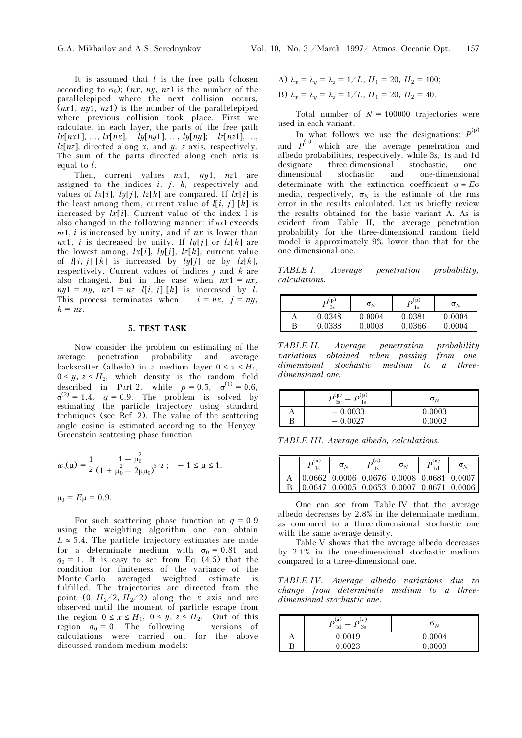It is assumed that $l$ is the free path (chosen according to $\sigma_0$); $(nx, ny, nz)$ is the number of the parallelepiped where the next collision occurs, $(nx1, ny1, nz1)$ is the number of the parallelepiped where previous collision took place. First we calculate, in each layer, the parts of the free path $lx[nx1], ..., lx[nx]$, $ly[ny1], ..., ly[ny]$; $lz[nz1], ..., lz[nz]$, directed along $x$, and $y$, $z$ axis, respectively. The sum of the parts directed along each axis is equal to $l$.

Then, current values $nx1$, $ny1$, $nz1$ are assigned to the indices $i$, $j$, $k$, respectively and values of $lx[i]$, $ly[j]$, $lz[k]$ are compared. If $lx[i]$ is the least among them, current value of $l[i, j][k]$ is increased by $lx[i]$. Current value of the index I is also changed in the following manner: if $nx1$ exceeds $nx1$, $i$ is increased by unity, and if $nx$ is lower than $nx1$, $i$ is decreased by unity. If $ly[j]$ or $lz[k]$ are the lowest among, $lx[i]$, $ly[j]$, $lz[k]$, current value of $l[i, j][k]$ is increased by $ly[j]$ or by $lz[k]$, respectively. Current values of indices $j$ and $k$ are also changed. But in the case when $nx1 = nx$, $ny1 = ny$, $nz1 = nz$ $l[i, j][k]$ is increased by $l$. This process terminates when $i = nx$, $j = ny$, $k = nz$.

## 5. TEST TASK

Now consider the problem on estimating of the average penetration probability and average backscatter (albedo) in a medium layer $0 \le x \le H_1$, $0 \le y, z \le H_2$, which density is the random field described in Part 2, while $p = 0.5$, $\sigma^{(1)} = 0.6$, $\sigma^{(2)} = 1.4$, $q = 0.9$. The problem is solved by estimating the particle trajectory using standard techniques (see Ref. 2). The value of the scattering angle cosine is estimated according to the Henyey-Greenstein scattering phase function

$$w_s(\mu) = \frac{1}{2} \frac{1 - \mu_0^2}{(1 + \mu_0^2 - 2\mu\mu_0)^{3/2}}; \quad -1 \le \mu \le 1,$$

$\mu_0 = E\mu = 0.9.$

For such scattering phase function at $q = 0.9$ using the weighting algorithm one can obtain $L \approx 5.4$. The particle trajectory estimates are made for a determinate medium with $\sigma_0 = 0.81$ and $q_0 = 1$. It is easy to see from Eq. (4.5) that the condition for finiteness of the variance of the Monte-Carlo averaged weighted estimate is fulfilled. The trajectories are directed from the point $(0, H_2/2, H_2/2)$ along the $x$ axis and are observed until the moment of particle escape from the region $0 \le x \le H_1$, $0 \le y, z \le H_2$. Out of this region $q_0 = 0$. The following versions of calculations were carried out for the above discussed random medium models:

A) $\lambda_x = \lambda_y = \lambda_z = 1/L$, $H_1 = 20$, $H_2 = 100$;

B) $\lambda_x = \lambda_y = \lambda_z = 1/L$, $H_1 = 20$, $H_2 = 40$.

Total number of $N = 100000$ trajectories were used in each variant.

In what follows we use the designations: $P^{(p)}$ and $P^{(a)}$ which are the average penetration and albedo probabilities, respectively, while 3s, 1s and 1d designate three-dimensional stochastic, one-dimensional stochastic and one-dimensional determinate with the extinction coefficient $\sigma \equiv E\sigma$ media, respectively, $\sigma_N$ is the estimate of the rms error in the results calculated. Let us briefly review the results obtained for the basic variant A. As is evident from Table II, the average penetration probability for the three-dimensional random field model is approximately 9% lower than that for the one-dimensional one.

*TABLE I. Average penetration probability, calculations.*

| | $P_{3s}^{(p)}$ | $\sigma_N$ | $P_{1s}^{(p)}$ | $\sigma_N$ |
|---|---|---|---|---|
| A | 0.0348 | 0.0004 | 0.0381 | 0.0004 |
| B | 0.0338 | 0.0003 | 0.0366 | 0.0004 |

*TABLE II. Average penetration probability variations obtained when passing from one-dimensional stochastic medium to a three-dimensional one.*

| | $P_{3s}^{(p)} - P_{1s}^{(p)}$ | $\sigma_N$ |
|---|---|---|
| A | − 0.0033 | 0.0003 |
| B | − 0.0027 | 0.0002 |

*TABLE III. Average albedo, calculations.*

| | $P_{3s}^{(a)}$ | $\sigma_N$ | $P_{1s}^{(a)}$ | $\sigma_N$ | $P_{1d}^{(a)}$ | $\sigma_N$ |
|---|---|---|---|---|---|---|
| A | 0.0662 | 0.0006 | 0.0676 | 0.0008 | 0.0681 | 0.0007 |
| B | 0.0647 | 0.0005 | 0.0653 | 0.0007 | 0.0671 | 0.0006 |

One can see from Table IV that the average albedo decreases by 2.8% in the determinate medium, as compared to a three-dimensional stochastic one with the same average density.

Table V shows that the average albedo decreases by 2.1% in the one-dimensional stochastic medium compared to a three-dimensional one.

*TABLE IV. Average albedo variations due to change from determinate medium to a three-dimensional stochastic one.*

| | $P_{1d}^{(a)} - P_{3s}^{(a)}$ | $\sigma_N$ |
|---|---|---|
| A | 0.0019 | 0.0004 |
| B | 0.0023 | 0.0003 |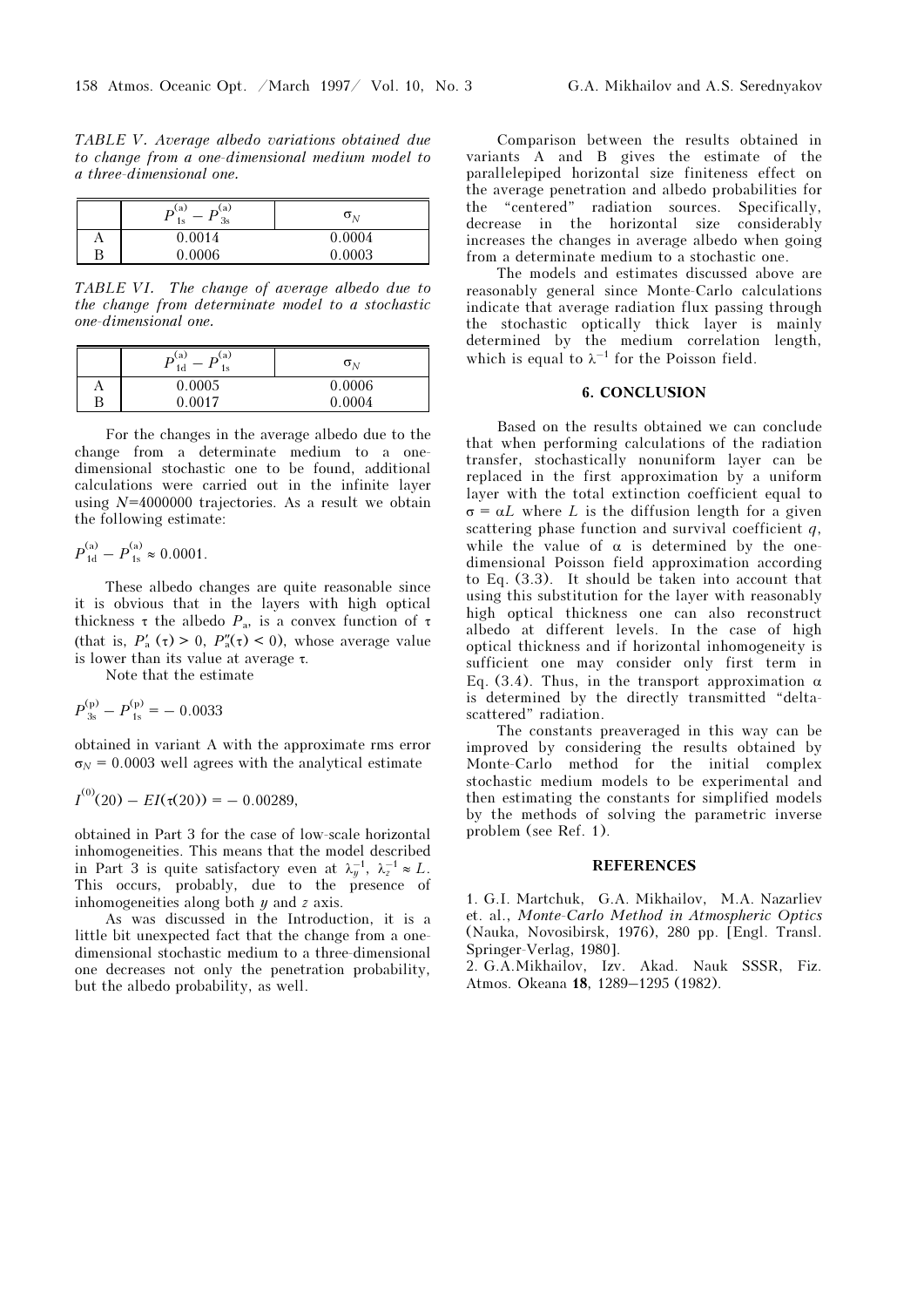*TABLE V. Average albedo variations obtained due to change from a one-dimensional medium model to a three-dimensional one.*

| | $P_{1s}^{(a)} - P_{3s}^{(a)}$ | $\sigma_N$ |
|---|---|---|
| A | 0.0014 | 0.0004 |
| B | 0.0006 | 0.0003 |

*TABLE VI. The change of average albedo due to the change from determinate model to a stochastic one-dimensional one.*

| | $P_{1d}^{(a)} - P_{1s}^{(a)}$ | $\sigma_N$ |
|---|---|---|
| A | 0.0005 | 0.0006 |
| B | 0.0017 | 0.0004 |

For the changes in the average albedo due to the change from a determinate medium to a one-dimensional stochastic one to be found, additional calculations were carried out in the infinite layer using $N$=4000000 trajectories. As a result we obtain the following estimate:

$$P_{1d}^{(a)} - P_{1s}^{(a)} \approx 0.0001.$$

These albedo changes are quite reasonable since it is obvious that in the layers with high optical thickness $\tau$ the albedo $P_a$, is a convex function of $\tau$ (that is, $P_a'(\tau) > 0$, $P_a''(\tau) < 0$), whose average value is lower than its value at average $\tau$.

Note that the estimate

$$P_{3s}^{(p)} - P_{1s}^{(p)} = -\,0.0033$$

obtained in variant A with the approximate rms error $\sigma_N = 0.0003$ well agrees with the analytical estimate

$$I^{(0)}(20) - EI(\tau(20)) = -\,0.00289,$$

obtained in Part 3 for the case of low-scale horizontal inhomogeneities. This means that the model described in Part 3 is quite satisfactory even at $\lambda_y^{-1}$, $\lambda_z^{-1} \approx L$. This occurs, probably, due to the presence of inhomogeneities along both $y$ and $z$ axis.

As was discussed in the Introduction, it is a little bit unexpected fact that the change from a one-dimensional stochastic medium to a three-dimensional one decreases not only the penetration probability, but the albedo probability, as well.

Comparison between the results obtained in variants A and B gives the estimate of the parallelepiped horizontal size finiteness effect on the average penetration and albedo probabilities for the "centered" radiation sources. Specifically, decrease in the horizontal size considerably increases the changes in average albedo when going from a determinate medium to a stochastic one.

The models and estimates discussed above are reasonably general since Monte-Carlo calculations indicate that average radiation flux passing through the stochastic optically thick layer is mainly determined by the medium correlation length, which is equal to $\lambda^{-1}$ for the Poisson field.

## 6. CONCLUSION

Based on the results obtained we can conclude that when performing calculations of the radiation transfer, stochastically nonuniform layer can be replaced in the first approximation by a uniform layer with the total extinction coefficient equal to $\sigma = \alpha L$ where $L$ is the diffusion length for a given scattering phase function and survival coefficient $q$, while the value of $\alpha$ is determined by the one-dimensional Poisson field approximation according to Eq. (3.3). It should be taken into account that using this substitution for the layer with reasonably high optical thickness one can also reconstruct albedo at different levels. In the case of high optical thickness and if horizontal inhomogeneity is sufficient one may consider only first term in Eq. (3.4). Thus, in the transport approximation $\alpha$ is determined by the directly transmitted "delta-scattered" radiation.

The constants preaveraged in this way can be improved by considering the results obtained by Monte-Carlo method for the initial complex stochastic medium models to be experimental and then estimating the constants for simplified models by the methods of solving the parametric inverse problem (see Ref. 1).

## REFERENCES

1. G.I. Martchuk, G.A. Mikhailov, M.A. Nazarliev et. al., *Monte-Carlo Method in Atmospheric Optics* (Nauka, Novosibirsk, 1976), 280 pp. [Engl. Transl. Springer-Verlag, 1980].

2. G.A.Mikhailov, Izv. Akad. Nauk SSSR, Fiz. Atmos. Okeana **18**, 1289–1295 (1982).